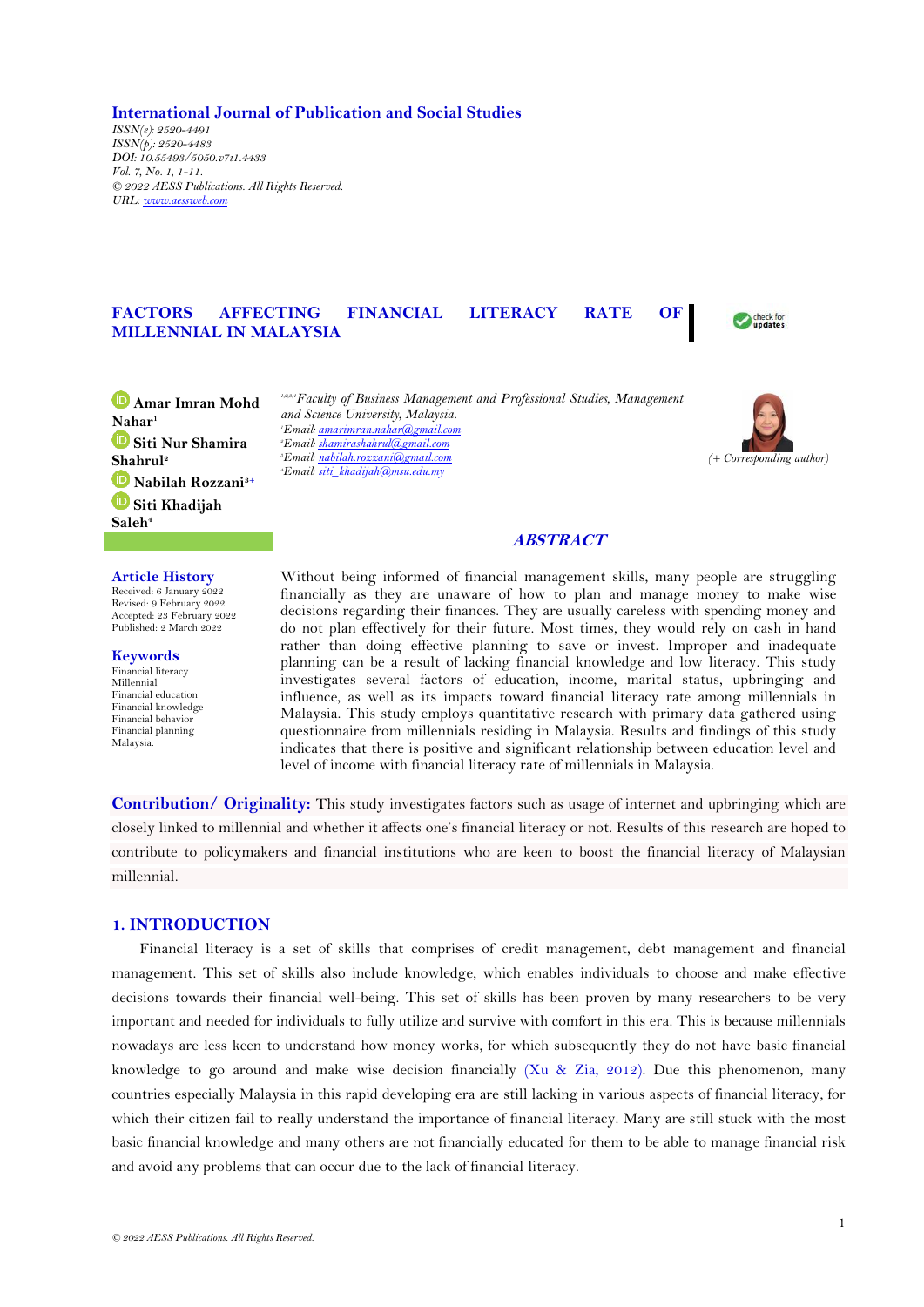**International Journal of Publication and Social Studies**

*ISSN(e): 2520-4491*
*ISSN(p): 2520-4483*
*DOI: 10.55493/5050.v7i1.4433*
*Vol. 7, No. 1, 1-11.*
*© 2022 AESS Publications. All Rights Reserved.*
*URL: www.aessweb.com*

# FACTORS AFFECTING FINANCIAL LITERACY RATE OF MILLENNIAL IN MALAYSIA

**Amar Imran Mohd Nahar**[1]
**Siti Nur Shamira Shahrul**[2]
**Nabilah Rozzani**[3+]
**Siti Khadijah Saleh**[4]

[1,2,3,4]*Faculty of Business Management and Professional Studies, Management and Science University, Malaysia.*
[1]*Email: amarimran.nahar@gmail.com*
[2]*Email: shamirashahrul@gmail.com*
[3]*Email: nabilah.rozzani@gmail.com*
[4]*Email: siti_khadijah@msu.edu.my*

*(+ Corresponding author)*

## ABSTRACT

Without being informed of financial management skills, many people are struggling financially as they are unaware of how to plan and manage money to make wise decisions regarding their finances. They are usually careless with spending money and do not plan effectively for their future. Most times, they would rely on cash in hand rather than doing effective planning to save or invest. Improper and inadequate planning can be a result of lacking financial knowledge and low literacy. This study investigates several factors of education, income, marital status, upbringing and influence, as well as its impacts toward financial literacy rate among millennials in Malaysia. This study employs quantitative research with primary data gathered using questionnaire from millennials residing in Malaysia. Results and findings of this study indicates that there is positive and significant relationship between education level and level of income with financial literacy rate of millennials in Malaysia.

**Article History**
Received: 6 January 2022
Revised: 9 February 2022
Accepted: 23 February 2022
Published: 2 March 2022

**Keywords**
Financial literacy
Millennial
Financial education
Financial knowledge
Financial behavior
Financial planning
Malaysia.

**Contribution/ Originality:** This study investigates factors such as usage of internet and upbringing which are closely linked to millennial and whether it affects one's financial literacy or not. Results of this research are hoped to contribute to policymakers and financial institutions who are keen to boost the financial literacy of Malaysian millennial.

## 1. INTRODUCTION

Financial literacy is a set of skills that comprises of credit management, debt management and financial management. This set of skills also include knowledge, which enables individuals to choose and make effective decisions towards their financial well-being. This set of skills has been proven by many researchers to be very important and needed for individuals to fully utilize and survive with comfort in this era. This is because millennials nowadays are less keen to understand how money works, for which subsequently they do not have basic financial knowledge to go around and make wise decision financially (Xu & Zia, 2012). Due this phenomenon, many countries especially Malaysia in this rapid developing era are still lacking in various aspects of financial literacy, for which their citizen fail to really understand the importance of financial literacy. Many are still stuck with the most basic financial knowledge and many others are not financially educated for them to be able to manage financial risk and avoid any problems that can occur due to the lack of financial literacy.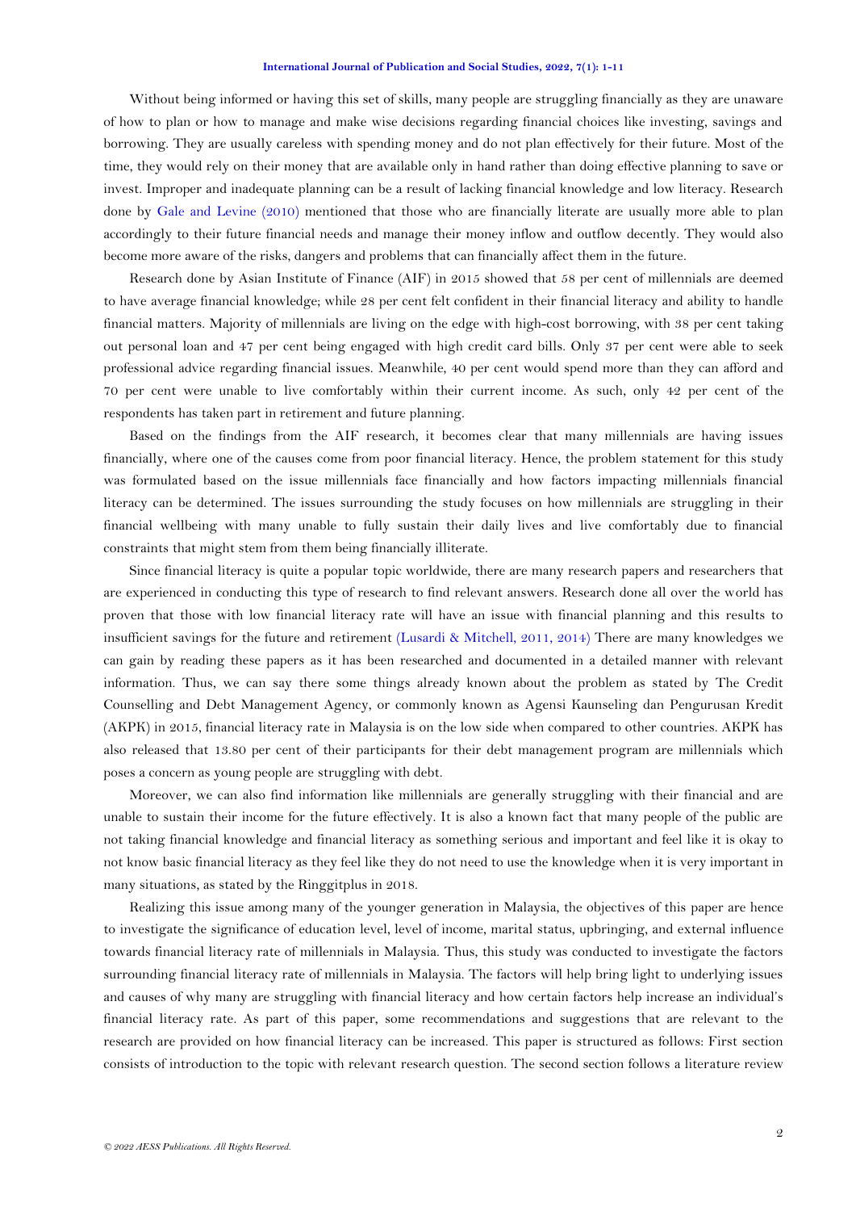Without being informed or having this set of skills, many people are struggling financially as they are unaware of how to plan or how to manage and make wise decisions regarding financial choices like investing, savings and borrowing. They are usually careless with spending money and do not plan effectively for their future. Most of the time, they would rely on their money that are available only in hand rather than doing effective planning to save or invest. Improper and inadequate planning can be a result of lacking financial knowledge and low literacy. Research done by Gale and Levine (2010) mentioned that those who are financially literate are usually more able to plan accordingly to their future financial needs and manage their money inflow and outflow decently. They would also become more aware of the risks, dangers and problems that can financially affect them in the future.

Research done by Asian Institute of Finance (AIF) in 2015 showed that 58 per cent of millennials are deemed to have average financial knowledge; while 28 per cent felt confident in their financial literacy and ability to handle financial matters. Majority of millennials are living on the edge with high-cost borrowing, with 38 per cent taking out personal loan and 47 per cent being engaged with high credit card bills. Only 37 per cent were able to seek professional advice regarding financial issues. Meanwhile, 40 per cent would spend more than they can afford and 70 per cent were unable to live comfortably within their current income. As such, only 42 per cent of the respondents has taken part in retirement and future planning.

Based on the findings from the AIF research, it becomes clear that many millennials are having issues financially, where one of the causes come from poor financial literacy. Hence, the problem statement for this study was formulated based on the issue millennials face financially and how factors impacting millennials financial literacy can be determined. The issues surrounding the study focuses on how millennials are struggling in their financial wellbeing with many unable to fully sustain their daily lives and live comfortably due to financial constraints that might stem from them being financially illiterate.

Since financial literacy is quite a popular topic worldwide, there are many research papers and researchers that are experienced in conducting this type of research to find relevant answers. Research done all over the world has proven that those with low financial literacy rate will have an issue with financial planning and this results to insufficient savings for the future and retirement (Lusardi & Mitchell, 2011, 2014) There are many knowledges we can gain by reading these papers as it has been researched and documented in a detailed manner with relevant information. Thus, we can say there some things already known about the problem as stated by The Credit Counselling and Debt Management Agency, or commonly known as Agensi Kaunseling dan Pengurusan Kredit (AKPK) in 2015, financial literacy rate in Malaysia is on the low side when compared to other countries. AKPK has also released that 13.80 per cent of their participants for their debt management program are millennials which poses a concern as young people are struggling with debt.

Moreover, we can also find information like millennials are generally struggling with their financial and are unable to sustain their income for the future effectively. It is also a known fact that many people of the public are not taking financial knowledge and financial literacy as something serious and important and feel like it is okay to not know basic financial literacy as they feel like they do not need to use the knowledge when it is very important in many situations, as stated by the Ringgitplus in 2018.

Realizing this issue among many of the younger generation in Malaysia, the objectives of this paper are hence to investigate the significance of education level, level of income, marital status, upbringing, and external influence towards financial literacy rate of millennials in Malaysia. Thus, this study was conducted to investigate the factors surrounding financial literacy rate of millennials in Malaysia. The factors will help bring light to underlying issues and causes of why many are struggling with financial literacy and how certain factors help increase an individual's financial literacy rate. As part of this paper, some recommendations and suggestions that are relevant to the research are provided on how financial literacy can be increased. This paper is structured as follows: First section consists of introduction to the topic with relevant research question. The second section follows a literature review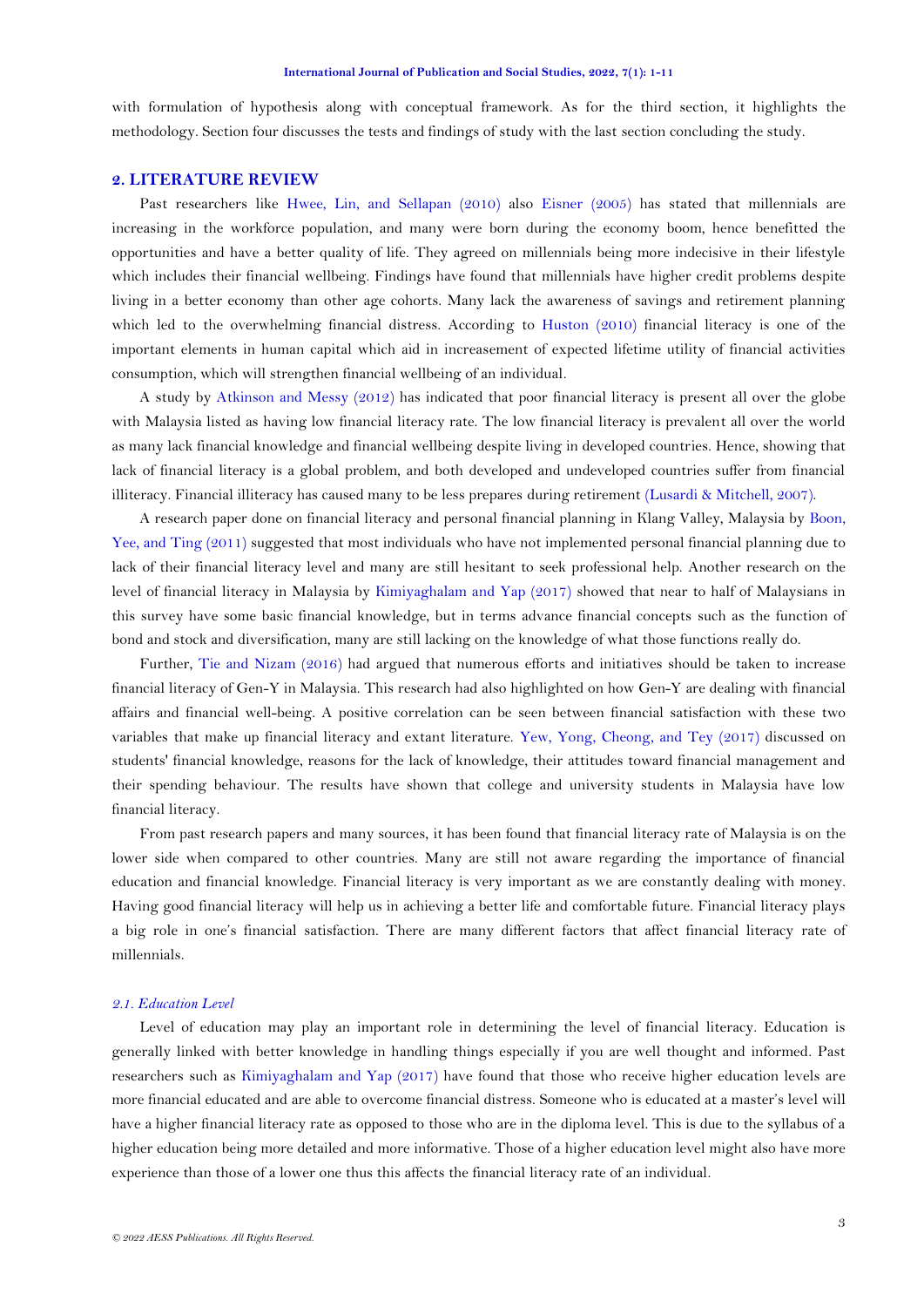with formulation of hypothesis along with conceptual framework. As for the third section, it highlights the methodology. Section four discusses the tests and findings of study with the last section concluding the study.

## 2. LITERATURE REVIEW

Past researchers like Hwee, Lin, and Sellapan (2010) also Eisner (2005) has stated that millennials are increasing in the workforce population, and many were born during the economy boom, hence benefitted the opportunities and have a better quality of life. They agreed on millennials being more indecisive in their lifestyle which includes their financial wellbeing. Findings have found that millennials have higher credit problems despite living in a better economy than other age cohorts. Many lack the awareness of savings and retirement planning which led to the overwhelming financial distress. According to Huston (2010) financial literacy is one of the important elements in human capital which aid in increasement of expected lifetime utility of financial activities consumption, which will strengthen financial wellbeing of an individual.

A study by Atkinson and Messy (2012) has indicated that poor financial literacy is present all over the globe with Malaysia listed as having low financial literacy rate. The low financial literacy is prevalent all over the world as many lack financial knowledge and financial wellbeing despite living in developed countries. Hence, showing that lack of financial literacy is a global problem, and both developed and undeveloped countries suffer from financial illiteracy. Financial illiteracy has caused many to be less prepares during retirement (Lusardi & Mitchell, 2007).

A research paper done on financial literacy and personal financial planning in Klang Valley, Malaysia by Boon, Yee, and Ting (2011) suggested that most individuals who have not implemented personal financial planning due to lack of their financial literacy level and many are still hesitant to seek professional help. Another research on the level of financial literacy in Malaysia by Kimiyaghalam and Yap (2017) showed that near to half of Malaysians in this survey have some basic financial knowledge, but in terms advance financial concepts such as the function of bond and stock and diversification, many are still lacking on the knowledge of what those functions really do.

Further, Tie and Nizam (2016) had argued that numerous efforts and initiatives should be taken to increase financial literacy of Gen-Y in Malaysia. This research had also highlighted on how Gen-Y are dealing with financial affairs and financial well-being. A positive correlation can be seen between financial satisfaction with these two variables that make up financial literacy and extant literature. Yew, Yong, Cheong, and Tey (2017) discussed on students' financial knowledge, reasons for the lack of knowledge, their attitudes toward financial management and their spending behaviour. The results have shown that college and university students in Malaysia have low financial literacy.

From past research papers and many sources, it has been found that financial literacy rate of Malaysia is on the lower side when compared to other countries. Many are still not aware regarding the importance of financial education and financial knowledge. Financial literacy is very important as we are constantly dealing with money. Having good financial literacy will help us in achieving a better life and comfortable future. Financial literacy plays a big role in one's financial satisfaction. There are many different factors that affect financial literacy rate of millennials.

### *2.1. Education Level*

Level of education may play an important role in determining the level of financial literacy. Education is generally linked with better knowledge in handling things especially if you are well thought and informed. Past researchers such as Kimiyaghalam and Yap (2017) have found that those who receive higher education levels are more financial educated and are able to overcome financial distress. Someone who is educated at a master's level will have a higher financial literacy rate as opposed to those who are in the diploma level. This is due to the syllabus of a higher education being more detailed and more informative. Those of a higher education level might also have more experience than those of a lower one thus this affects the financial literacy rate of an individual.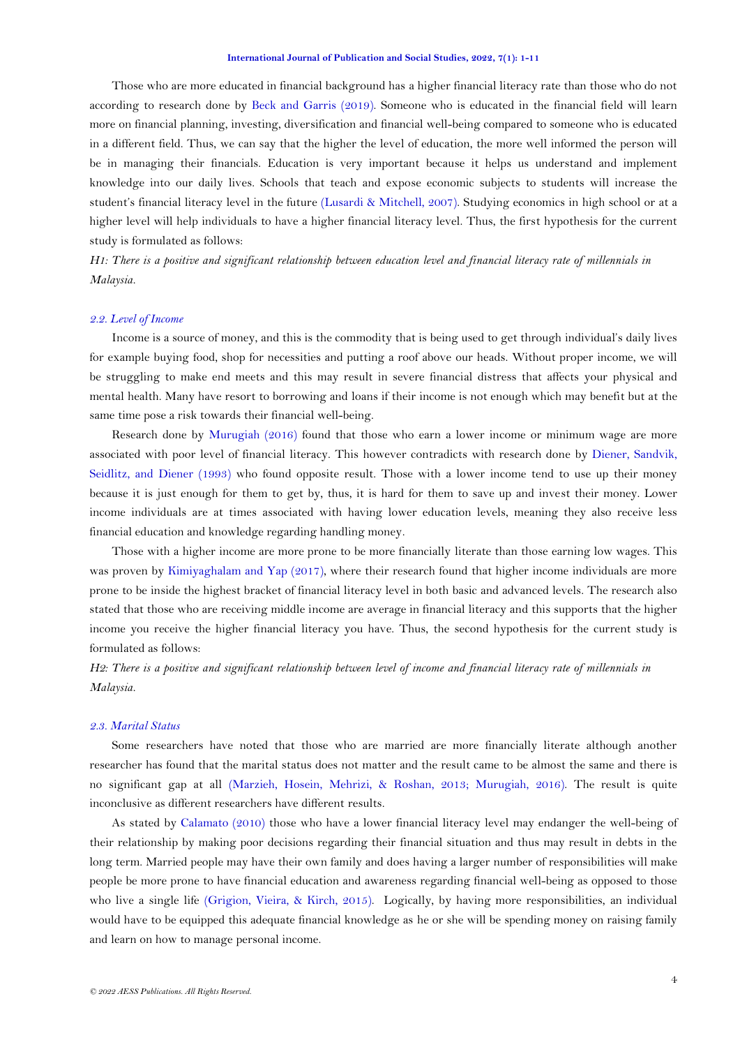Those who are more educated in financial background has a higher financial literacy rate than those who do not according to research done by Beck and Garris (2019). Someone who is educated in the financial field will learn more on financial planning, investing, diversification and financial well-being compared to someone who is educated in a different field. Thus, we can say that the higher the level of education, the more well informed the person will be in managing their financials. Education is very important because it helps us understand and implement knowledge into our daily lives. Schools that teach and expose economic subjects to students will increase the student's financial literacy level in the future (Lusardi & Mitchell, 2007). Studying economics in high school or at a higher level will help individuals to have a higher financial literacy level. Thus, the first hypothesis for the current study is formulated as follows:

*H1: There is a positive and significant relationship between education level and financial literacy rate of millennials in Malaysia.*

### *2.2. Level of Income*

Income is a source of money, and this is the commodity that is being used to get through individual's daily lives for example buying food, shop for necessities and putting a roof above our heads. Without proper income, we will be struggling to make end meets and this may result in severe financial distress that affects your physical and mental health. Many have resort to borrowing and loans if their income is not enough which may benefit but at the same time pose a risk towards their financial well-being.

Research done by Murugiah (2016) found that those who earn a lower income or minimum wage are more associated with poor level of financial literacy. This however contradicts with research done by Diener, Sandvik, Seidlitz, and Diener (1993) who found opposite result. Those with a lower income tend to use up their money because it is just enough for them to get by, thus, it is hard for them to save up and invest their money. Lower income individuals are at times associated with having lower education levels, meaning they also receive less financial education and knowledge regarding handling money.

Those with a higher income are more prone to be more financially literate than those earning low wages. This was proven by Kimiyaghalam and Yap (2017), where their research found that higher income individuals are more prone to be inside the highest bracket of financial literacy level in both basic and advanced levels. The research also stated that those who are receiving middle income are average in financial literacy and this supports that the higher income you receive the higher financial literacy you have. Thus, the second hypothesis for the current study is formulated as follows:

*H2: There is a positive and significant relationship between level of income and financial literacy rate of millennials in Malaysia.*

### *2.3. Marital Status*

Some researchers have noted that those who are married are more financially literate although another researcher has found that the marital status does not matter and the result came to be almost the same and there is no significant gap at all (Marzieh, Hosein, Mehrizi, & Roshan, 2013; Murugiah, 2016). The result is quite inconclusive as different researchers have different results.

As stated by Calamato (2010) those who have a lower financial literacy level may endanger the well-being of their relationship by making poor decisions regarding their financial situation and thus may result in debts in the long term. Married people may have their own family and does having a larger number of responsibilities will make people be more prone to have financial education and awareness regarding financial well-being as opposed to those who live a single life (Grigion, Vieira, & Kirch, 2015). Logically, by having more responsibilities, an individual would have to be equipped this adequate financial knowledge as he or she will be spending money on raising family and learn on how to manage personal income.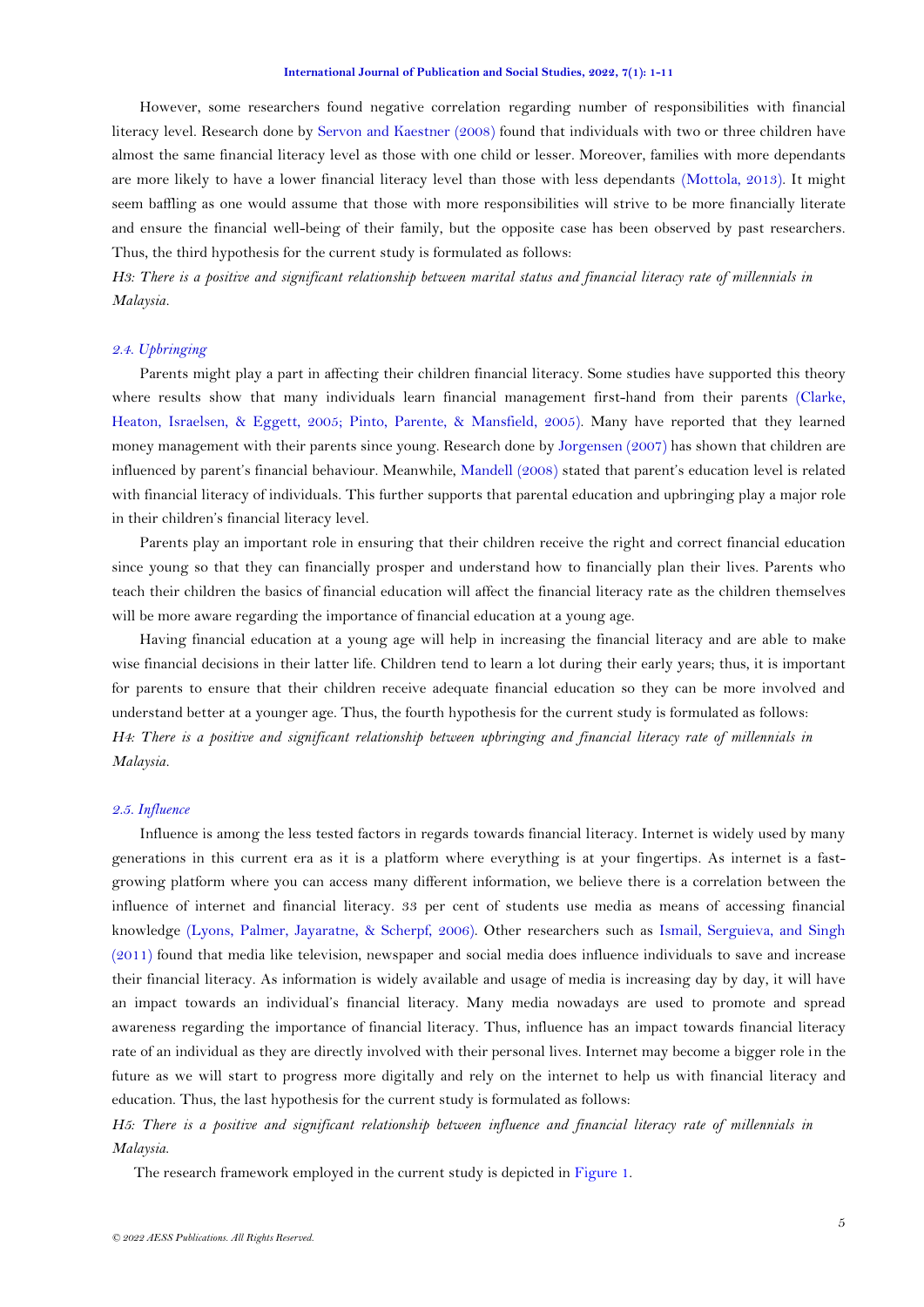However, some researchers found negative correlation regarding number of responsibilities with financial literacy level. Research done by Servon and Kaestner (2008) found that individuals with two or three children have almost the same financial literacy level as those with one child or lesser. Moreover, families with more dependants are more likely to have a lower financial literacy level than those with less dependants (Mottola, 2013). It might seem baffling as one would assume that those with more responsibilities will strive to be more financially literate and ensure the financial well-being of their family, but the opposite case has been observed by past researchers. Thus, the third hypothesis for the current study is formulated as follows:

*H3: There is a positive and significant relationship between marital status and financial literacy rate of millennials in Malaysia.*

### *2.4. Upbringing*

Parents might play a part in affecting their children financial literacy. Some studies have supported this theory where results show that many individuals learn financial management first-hand from their parents (Clarke, Heaton, Israelsen, & Eggett, 2005; Pinto, Parente, & Mansfield, 2005). Many have reported that they learned money management with their parents since young. Research done by Jorgensen (2007) has shown that children are influenced by parent's financial behaviour. Meanwhile, Mandell (2008) stated that parent's education level is related with financial literacy of individuals. This further supports that parental education and upbringing play a major role in their children's financial literacy level.

Parents play an important role in ensuring that their children receive the right and correct financial education since young so that they can financially prosper and understand how to financially plan their lives. Parents who teach their children the basics of financial education will affect the financial literacy rate as the children themselves will be more aware regarding the importance of financial education at a young age.

Having financial education at a young age will help in increasing the financial literacy and are able to make wise financial decisions in their latter life. Children tend to learn a lot during their early years; thus, it is important for parents to ensure that their children receive adequate financial education so they can be more involved and understand better at a younger age. Thus, the fourth hypothesis for the current study is formulated as follows:

*H4: There is a positive and significant relationship between upbringing and financial literacy rate of millennials in Malaysia.*

### *2.5. Influence*

Influence is among the less tested factors in regards towards financial literacy. Internet is widely used by many generations in this current era as it is a platform where everything is at your fingertips. As internet is a fast-growing platform where you can access many different information, we believe there is a correlation between the influence of internet and financial literacy. 33 per cent of students use media as means of accessing financial knowledge (Lyons, Palmer, Jayaratne, & Scherpf, 2006). Other researchers such as Ismail, Serguieva, and Singh (2011) found that media like television, newspaper and social media does influence individuals to save and increase their financial literacy. As information is widely available and usage of media is increasing day by day, it will have an impact towards an individual's financial literacy. Many media nowadays are used to promote and spread awareness regarding the importance of financial literacy. Thus, influence has an impact towards financial literacy rate of an individual as they are directly involved with their personal lives. Internet may become a bigger role in the future as we will start to progress more digitally and rely on the internet to help us with financial literacy and education. Thus, the last hypothesis for the current study is formulated as follows:

*H5: There is a positive and significant relationship between influence and financial literacy rate of millennials in Malaysia.*

The research framework employed in the current study is depicted in Figure 1.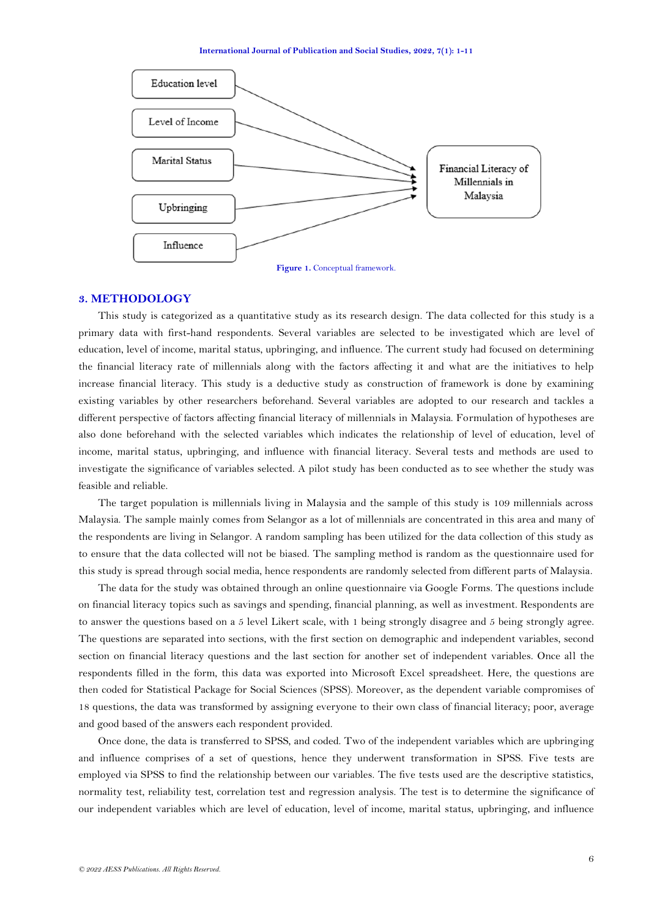Education level

Level of Income

Marital Status

Upbringing

Influence

Financial Literacy of Millennials in Malaysia

**Figure 1.** Conceptual framework.

## 3. METHODOLOGY

This study is categorized as a quantitative study as its research design. The data collected for this study is a primary data with first-hand respondents. Several variables are selected to be investigated which are level of education, level of income, marital status, upbringing, and influence. The current study had focused on determining the financial literacy rate of millennials along with the factors affecting it and what are the initiatives to help increase financial literacy. This study is a deductive study as construction of framework is done by examining existing variables by other researchers beforehand. Several variables are adopted to our research and tackles a different perspective of factors affecting financial literacy of millennials in Malaysia. Formulation of hypotheses are also done beforehand with the selected variables which indicates the relationship of level of education, level of income, marital status, upbringing, and influence with financial literacy. Several tests and methods are used to investigate the significance of variables selected. A pilot study has been conducted as to see whether the study was feasible and reliable.

The target population is millennials living in Malaysia and the sample of this study is 109 millennials across Malaysia. The sample mainly comes from Selangor as a lot of millennials are concentrated in this area and many of the respondents are living in Selangor. A random sampling has been utilized for the data collection of this study as to ensure that the data collected will not be biased. The sampling method is random as the questionnaire used for this study is spread through social media, hence respondents are randomly selected from different parts of Malaysia.

The data for the study was obtained through an online questionnaire via Google Forms. The questions include on financial literacy topics such as savings and spending, financial planning, as well as investment. Respondents are to answer the questions based on a 5 level Likert scale, with 1 being strongly disagree and 5 being strongly agree. The questions are separated into sections, with the first section on demographic and independent variables, second section on financial literacy questions and the last section for another set of independent variables. Once all the respondents filled in the form, this data was exported into Microsoft Excel spreadsheet. Here, the questions are then coded for Statistical Package for Social Sciences (SPSS). Moreover, as the dependent variable compromises of 18 questions, the data was transformed by assigning everyone to their own class of financial literacy; poor, average and good based of the answers each respondent provided.

Once done, the data is transferred to SPSS, and coded. Two of the independent variables which are upbringing and influence comprises of a set of questions, hence they underwent transformation in SPSS. Five tests are employed via SPSS to find the relationship between our variables. The five tests used are the descriptive statistics, normality test, reliability test, correlation test and regression analysis. The test is to determine the significance of our independent variables which are level of education, level of income, marital status, upbringing, and influence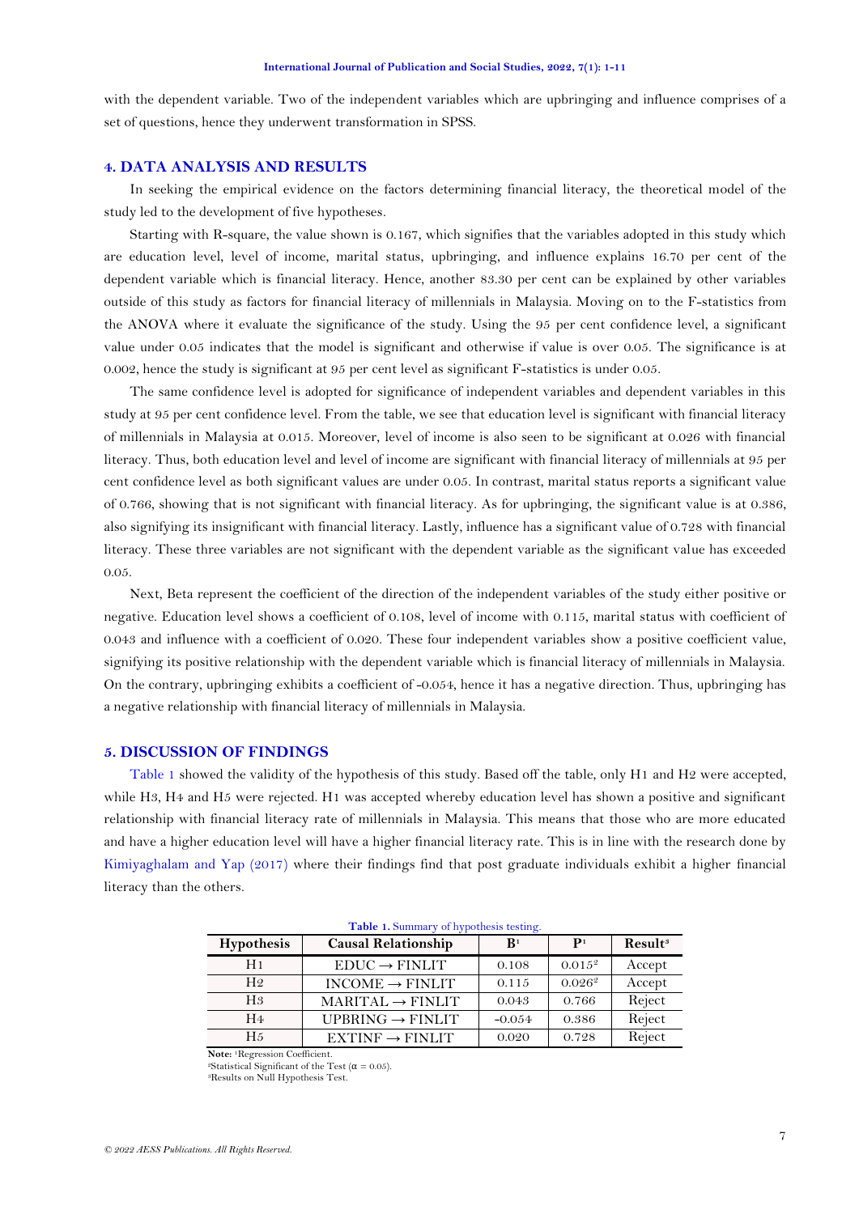with the dependent variable. Two of the independent variables which are upbringing and influence comprises of a set of questions, hence they underwent transformation in SPSS.

## 4. DATA ANALYSIS AND RESULTS

In seeking the empirical evidence on the factors determining financial literacy, the theoretical model of the study led to the development of five hypotheses.

Starting with R-square, the value shown is 0.167, which signifies that the variables adopted in this study which are education level, level of income, marital status, upbringing, and influence explains 16.70 per cent of the dependent variable which is financial literacy. Hence, another 83.30 per cent can be explained by other variables outside of this study as factors for financial literacy of millennials in Malaysia. Moving on to the F-statistics from the ANOVA where it evaluate the significance of the study. Using the 95 per cent confidence level, a significant value under 0.05 indicates that the model is significant and otherwise if value is over 0.05. The significance is at 0.002, hence the study is significant at 95 per cent level as significant F-statistics is under 0.05.

The same confidence level is adopted for significance of independent variables and dependent variables in this study at 95 per cent confidence level. From the table, we see that education level is significant with financial literacy of millennials in Malaysia at 0.015. Moreover, level of income is also seen to be significant at 0.026 with financial literacy. Thus, both education level and level of income are significant with financial literacy of millennials at 95 per cent confidence level as both significant values are under 0.05. In contrast, marital status reports a significant value of 0.766, showing that is not significant with financial literacy. As for upbringing, the significant value is at 0.386, also signifying its insignificant with financial literacy. Lastly, influence has a significant value of 0.728 with financial literacy. These three variables are not significant with the dependent variable as the significant value has exceeded 0.05.

Next, Beta represent the coefficient of the direction of the independent variables of the study either positive or negative. Education level shows a coefficient of 0.108, level of income with 0.115, marital status with coefficient of 0.043 and influence with a coefficient of 0.020. These four independent variables show a positive coefficient value, signifying its positive relationship with the dependent variable which is financial literacy of millennials in Malaysia. On the contrary, upbringing exhibits a coefficient of -0.054, hence it has a negative direction. Thus, upbringing has a negative relationship with financial literacy of millennials in Malaysia.

## 5. DISCUSSION OF FINDINGS

Table 1 showed the validity of the hypothesis of this study. Based off the table, only H1 and H2 were accepted, while H3, H4 and H5 were rejected. H1 was accepted whereby education level has shown a positive and significant relationship with financial literacy rate of millennials in Malaysia. This means that those who are more educated and have a higher education level will have a higher financial literacy rate. This is in line with the research done by Kimiyaghalam and Yap (2017) where their findings find that post graduate individuals exhibit a higher financial literacy than the others.

**Table 1.** Summary of hypothesis testing.

| Hypothesis | Causal Relationship | B[1] | P[1] | Result[3] |
|---|---|---|---|---|
| H1 | EDUC → FINLIT | 0.108 | 0.015[2] | Accept |
| H2 | INCOME → FINLIT | 0.115 | 0.026[2] | Accept |
| H3 | MARITAL → FINLIT | 0.043 | 0.766 | Reject |
| H4 | UPBRING → FINLIT | -0.054 | 0.386 | Reject |
| H5 | EXTINF → FINLIT | 0.020 | 0.728 | Reject |

**Note:** [1]Regression Coefficient.
[2]Statistical Significant of the Test ($\alpha = 0.05$).
[3]Results on Null Hypothesis Test.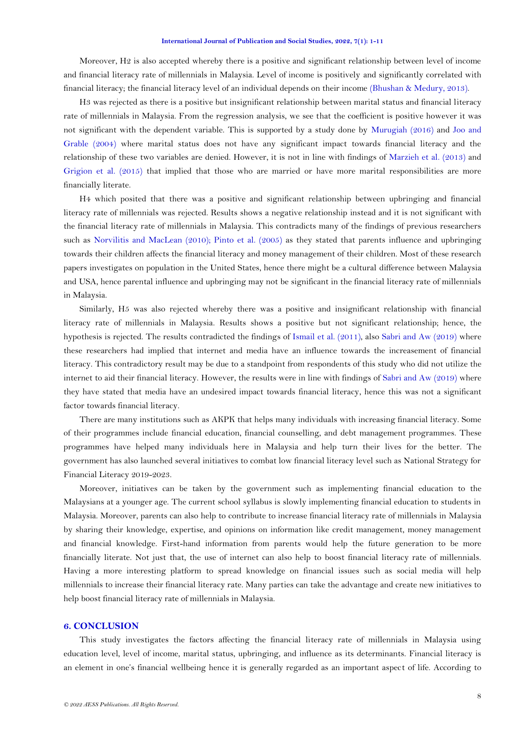Moreover, H2 is also accepted whereby there is a positive and significant relationship between level of income and financial literacy rate of millennials in Malaysia. Level of income is positively and significantly correlated with financial literacy; the financial literacy level of an individual depends on their income (Bhushan & Medury, 2013).

H3 was rejected as there is a positive but insignificant relationship between marital status and financial literacy rate of millennials in Malaysia. From the regression analysis, we see that the coefficient is positive however it was not significant with the dependent variable. This is supported by a study done by Murugiah (2016) and Joo and Grable (2004) where marital status does not have any significant impact towards financial literacy and the relationship of these two variables are denied. However, it is not in line with findings of Marzieh et al. (2013) and Grigion et al. (2015) that implied that those who are married or have more marital responsibilities are more financially literate.

H4 which posited that there was a positive and significant relationship between upbringing and financial literacy rate of millennials was rejected. Results shows a negative relationship instead and it is not significant with the financial literacy rate of millennials in Malaysia. This contradicts many of the findings of previous researchers such as Norvilitis and MacLean (2010); Pinto et al. (2005) as they stated that parents influence and upbringing towards their children affects the financial literacy and money management of their children. Most of these research papers investigates on population in the United States, hence there might be a cultural difference between Malaysia and USA, hence parental influence and upbringing may not be significant in the financial literacy rate of millennials in Malaysia.

Similarly, H5 was also rejected whereby there was a positive and insignificant relationship with financial literacy rate of millennials in Malaysia. Results shows a positive but not significant relationship; hence, the hypothesis is rejected. The results contradicted the findings of Ismail et al. (2011), also Sabri and Aw (2019) where these researchers had implied that internet and media have an influence towards the increasement of financial literacy. This contradictory result may be due to a standpoint from respondents of this study who did not utilize the internet to aid their financial literacy. However, the results were in line with findings of Sabri and Aw (2019) where they have stated that media have an undesired impact towards financial literacy, hence this was not a significant factor towards financial literacy.

There are many institutions such as AKPK that helps many individuals with increasing financial literacy. Some of their programmes include financial education, financial counselling, and debt management programmes. These programmes have helped many individuals here in Malaysia and help turn their lives for the better. The government has also launched several initiatives to combat low financial literacy level such as National Strategy for Financial Literacy 2019-2023.

Moreover, initiatives can be taken by the government such as implementing financial education to the Malaysians at a younger age. The current school syllabus is slowly implementing financial education to students in Malaysia. Moreover, parents can also help to contribute to increase financial literacy rate of millennials in Malaysia by sharing their knowledge, expertise, and opinions on information like credit management, money management and financial knowledge. First-hand information from parents would help the future generation to be more financially literate. Not just that, the use of internet can also help to boost financial literacy rate of millennials. Having a more interesting platform to spread knowledge on financial issues such as social media will help millennials to increase their financial literacy rate. Many parties can take the advantage and create new initiatives to help boost financial literacy rate of millennials in Malaysia.

## 6. CONCLUSION

This study investigates the factors affecting the financial literacy rate of millennials in Malaysia using education level, level of income, marital status, upbringing, and influence as its determinants. Financial literacy is an element in one's financial wellbeing hence it is generally regarded as an important aspect of life. According to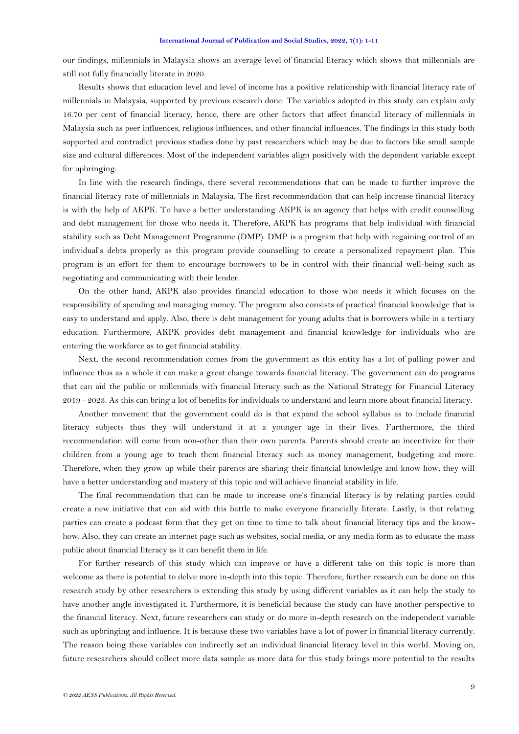our findings, millennials in Malaysia shows an average level of financial literacy which shows that millennials are still not fully financially literate in 2020.

Results shows that education level and level of income has a positive relationship with financial literacy rate of millennials in Malaysia, supported by previous research done. The variables adopted in this study can explain only 16.70 per cent of financial literacy, hence, there are other factors that affect financial literacy of millennials in Malaysia such as peer influences, religious influences, and other financial influences. The findings in this study both supported and contradict previous studies done by past researchers which may be due to factors like small sample size and cultural differences. Most of the independent variables align positively with the dependent variable except for upbringing.

In line with the research findings, there several recommendations that can be made to further improve the financial literacy rate of millennials in Malaysia. The first recommendation that can help increase financial literacy is with the help of AKPK. To have a better understanding AKPK is an agency that helps with credit counselling and debt management for those who needs it. Therefore, AKPK has programs that help individual with financial stability such as Debt Management Programme (DMP). DMP is a program that help with regaining control of an individual's debts properly as this program provide counselling to create a personalized repayment plan. This program is an effort for them to encourage borrowers to be in control with their financial well-being such as negotiating and communicating with their lender.

On the other hand, AKPK also provides financial education to those who needs it which focuses on the responsibility of spending and managing money. The program also consists of practical financial knowledge that is easy to understand and apply. Also, there is debt management for young adults that is borrowers while in a tertiary education. Furthermore, AKPK provides debt management and financial knowledge for individuals who are entering the workforce as to get financial stability.

Next, the second recommendation comes from the government as this entity has a lot of pulling power and influence thus as a whole it can make a great change towards financial literacy. The government can do programs that can aid the public or millennials with financial literacy such as the National Strategy for Financial Literacy 2019 - 2023. As this can bring a lot of benefits for individuals to understand and learn more about financial literacy.

Another movement that the government could do is that expand the school syllabus as to include financial literacy subjects thus they will understand it at a younger age in their lives. Furthermore, the third recommendation will come from non-other than their own parents. Parents should create an incentivize for their children from a young age to teach them financial literacy such as money management, budgeting and more. Therefore, when they grow up while their parents are sharing their financial knowledge and know how; they will have a better understanding and mastery of this topic and will achieve financial stability in life.

The final recommendation that can be made to increase one's financial literacy is by relating parties could create a new initiative that can aid with this battle to make everyone financially literate. Lastly, is that relating parties can create a podcast form that they get on time to time to talk about financial literacy tips and the know-how. Also, they can create an internet page such as websites, social media, or any media form as to educate the mass public about financial literacy as it can benefit them in life.

For further research of this study which can improve or have a different take on this topic is more than welcome as there is potential to delve more in-depth into this topic. Therefore, further research can be done on this research study by other researchers is extending this study by using different variables as it can help the study to have another angle investigated it. Furthermore, it is beneficial because the study can have another perspective to the financial literacy. Next, future researchers can study or do more in-depth research on the independent variable such as upbringing and influence. It is because these two variables have a lot of power in financial literacy currently. The reason being these variables can indirectly set an individual financial literacy level in this world. Moving on, future researchers should collect more data sample as more data for this study brings more potential to the results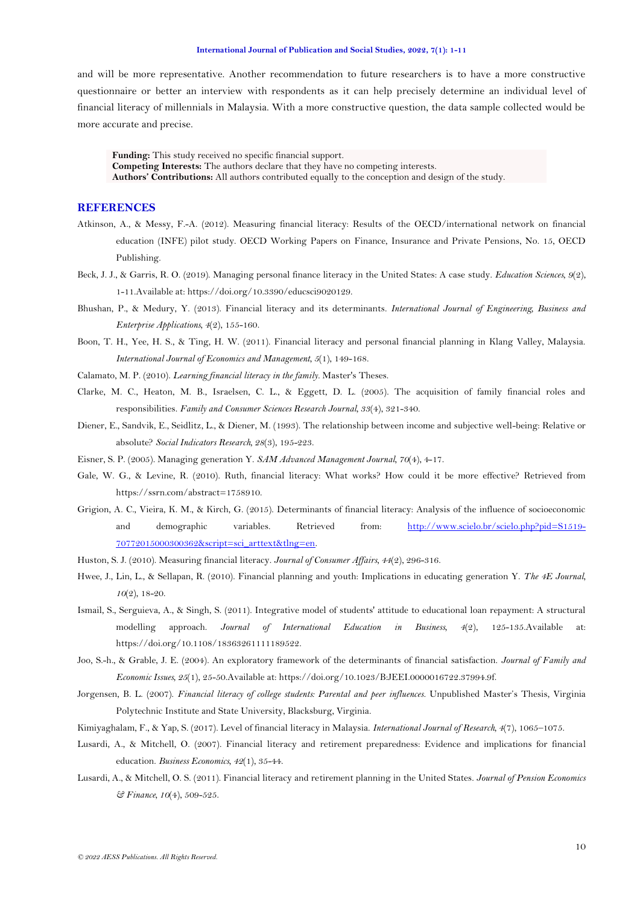and will be more representative. Another recommendation to future researchers is to have a more constructive questionnaire or better an interview with respondents as it can help precisely determine an individual level of financial literacy of millennials in Malaysia. With a more constructive question, the data sample collected would be more accurate and precise.

**Funding:** This study received no specific financial support.
**Competing Interests:** The authors declare that they have no competing interests.
**Authors' Contributions:** All authors contributed equally to the conception and design of the study.

## REFERENCES

Atkinson, A., & Messy, F.-A. (2012). Measuring financial literacy: Results of the OECD/international network on financial education (INFE) pilot study. OECD Working Papers on Finance, Insurance and Private Pensions, No. 15, OECD Publishing.

Beck, J. J., & Garris, R. O. (2019). Managing personal finance literacy in the United States: A case study. *Education Sciences*, *9*(2), 1-11.Available at: https://doi.org/10.3390/educsci9020129.

Bhushan, P., & Medury, Y. (2013). Financial literacy and its determinants. *International Journal of Engineering, Business and Enterprise Applications*, *4*(2), 155-160.

Boon, T. H., Yee, H. S., & Ting, H. W. (2011). Financial literacy and personal financial planning in Klang Valley, Malaysia. *International Journal of Economics and Management*, *5*(1), 149-168.

Calamato, M. P. (2010). *Learning financial literacy in the family*. Master's Theses.

Clarke, M. C., Heaton, M. B., Israelsen, C. L., & Eggett, D. L. (2005). The acquisition of family financial roles and responsibilities. *Family and Consumer Sciences Research Journal*, *33*(4), 321-340.

Diener, E., Sandvik, E., Seidlitz, L., & Diener, M. (1993). The relationship between income and subjective well-being: Relative or absolute? *Social Indicators Research*, *28*(3), 195-223.

Eisner, S. P. (2005). Managing generation Y. *SAM Advanced Management Journal*, *70*(4), 4-17.

Gale, W. G., & Levine, R. (2010). Ruth, financial literacy: What works? How could it be more effective? Retrieved from https://ssrn.com/abstract=1758910.

Grigion, A. C., Vieira, K. M., & Kirch, G. (2015). Determinants of financial literacy: Analysis of the influence of socioeconomic and demographic variables. Retrieved from: http://www.scielo.br/scielo.php?pid=S1519-70772015000300362&script=sci_arttext&tlng=en.

Huston, S. J. (2010). Measuring financial literacy. *Journal of Consumer Affairs*, *44*(2), 296-316.

Hwee, J., Lin, L., & Sellapan, R. (2010). Financial planning and youth: Implications in educating generation Y. *The 4E Journal*, *10*(2), 18-20.

Ismail, S., Serguieva, A., & Singh, S. (2011). Integrative model of students' attitude to educational loan repayment: A structural modelling approach. *Journal of International Education in Business*, *4*(2), 125-135.Available at: https://doi.org/10.1108/18363261111189522.

Joo, S.-h., & Grable, J. E. (2004). An exploratory framework of the determinants of financial satisfaction. *Journal of Family and Economic Issues*, *25*(1), 25-50.Available at: https://doi.org/10.1023/B:JEEI.0000016722.37994.9f.

Jorgensen, B. L. (2007). *Financial literacy of college students: Parental and peer influences*. Unpublished Master's Thesis, Virginia Polytechnic Institute and State University, Blacksburg, Virginia.

Kimiyaghalam, F., & Yap, S. (2017). Level of financial literacy in Malaysia. *International Journal of Research*, *4*(7), 1065–1075.

Lusardi, A., & Mitchell, O. (2007). Financial literacy and retirement preparedness: Evidence and implications for financial education. *Business Economics*, *42*(1), 35-44.

Lusardi, A., & Mitchell, O. S. (2011). Financial literacy and retirement planning in the United States. *Journal of Pension Economics & Finance*, *10*(4), 509-525.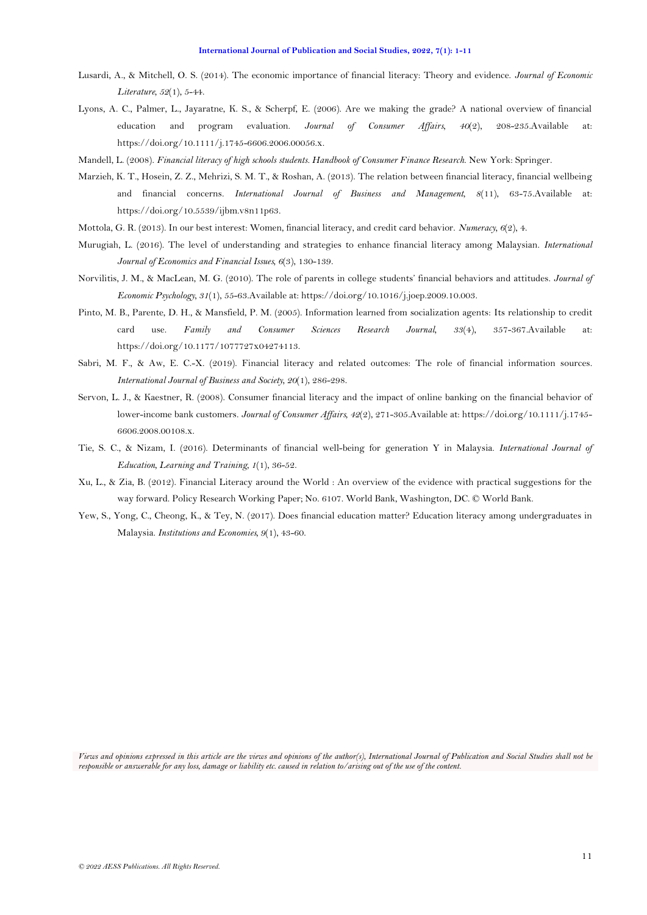Lusardi, A., & Mitchell, O. S. (2014). The economic importance of financial literacy: Theory and evidence. *Journal of Economic Literature, 52*(1), 5-44.

Lyons, A. C., Palmer, L., Jayaratne, K. S., & Scherpf, E. (2006). Are we making the grade? A national overview of financial education and program evaluation. *Journal of Consumer Affairs, 40*(2), 208-235.Available at: https://doi.org/10.1111/j.1745-6606.2006.00056.x.

Mandell, L. (2008). *Financial literacy of high schools students. Handbook of Consumer Finance Research*. New York: Springer.

Marzieh, K. T., Hosein, Z. Z., Mehrizi, S. M. T., & Roshan, A. (2013). The relation between financial literacy, financial wellbeing and financial concerns. *International Journal of Business and Management, 8*(11), 63-75.Available at: https://doi.org/10.5539/ijbm.v8n11p63.

Mottola, G. R. (2013). In our best interest: Women, financial literacy, and credit card behavior. *Numeracy, 6*(2), 4.

Murugiah, L. (2016). The level of understanding and strategies to enhance financial literacy among Malaysian. *International Journal of Economics and Financial Issues, 6*(3), 130-139.

Norvilitis, J. M., & MacLean, M. G. (2010). The role of parents in college students' financial behaviors and attitudes. *Journal of Economic Psychology, 31*(1), 55-63.Available at: https://doi.org/10.1016/j.joep.2009.10.003.

Pinto, M. B., Parente, D. H., & Mansfield, P. M. (2005). Information learned from socialization agents: Its relationship to credit card use. *Family and Consumer Sciences Research Journal, 33*(4), 357-367.Available at: https://doi.org/10.1177/1077727x04274113.

Sabri, M. F., & Aw, E. C.-X. (2019). Financial literacy and related outcomes: The role of financial information sources. *International Journal of Business and Society, 20*(1), 286-298.

Servon, L. J., & Kaestner, R. (2008). Consumer financial literacy and the impact of online banking on the financial behavior of lower-income bank customers. *Journal of Consumer Affairs, 42*(2), 271-305.Available at: https://doi.org/10.1111/j.1745-6606.2008.00108.x.

Tie, S. C., & Nizam, I. (2016). Determinants of financial well-being for generation Y in Malaysia. *International Journal of Education, Learning and Training, 1*(1), 36-52.

Xu, L., & Zia, B. (2012). Financial Literacy around the World : An overview of the evidence with practical suggestions for the way forward. Policy Research Working Paper; No. 6107. World Bank, Washington, DC. © World Bank.

Yew, S., Yong, C., Cheong, K., & Tey, N. (2017). Does financial education matter? Education literacy among undergraduates in Malaysia. *Institutions and Economies, 9*(1), 43-60.

*Views and opinions expressed in this article are the views and opinions of the author(s), International Journal of Publication and Social Studies shall not be responsible or answerable for any loss, damage or liability etc. caused in relation to/arising out of the use of the content.*